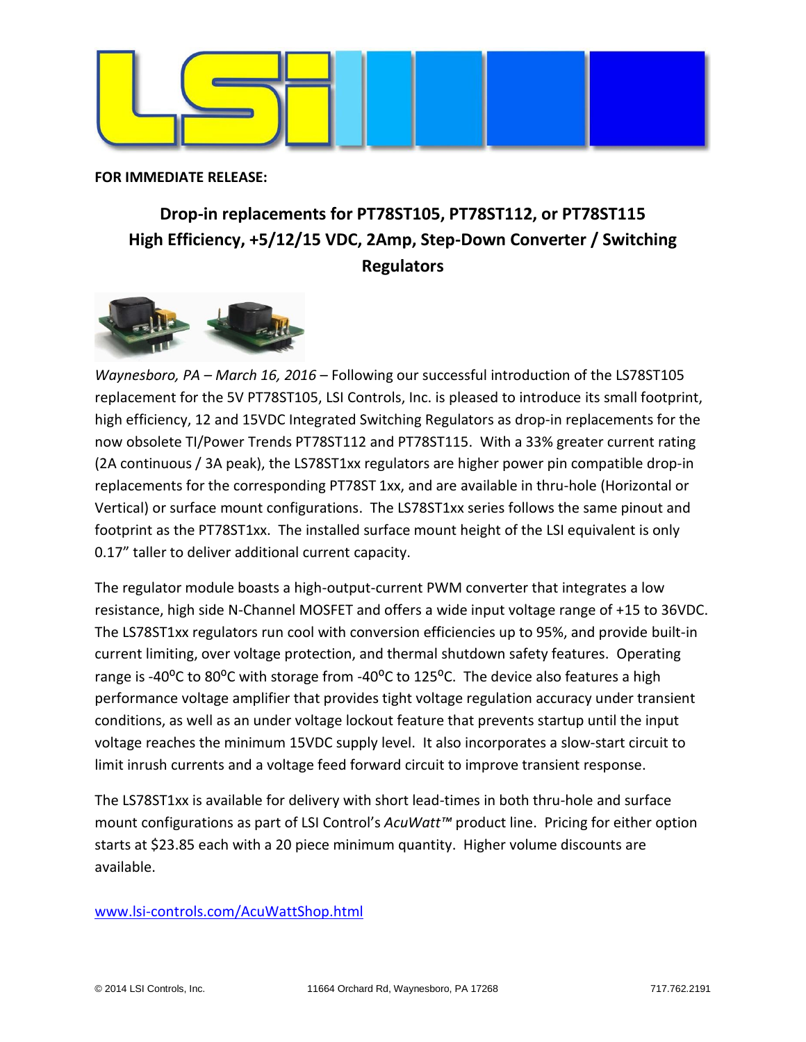**FOR IMMEDIATE RELEASE:**

## Drop-in replacements for PT78ST105, PT78ST112, or PT78ST115 High Efficiency, +5/12/15 VDC, 2Amp, Step-Down Converter / Switching Regulators

*Waynesboro, PA – March 16, 2016* – Following our successful introduction of the LS78ST105 replacement for the 5V PT78ST105, LSI Controls, Inc. is pleased to introduce its small footprint, high efficiency, 12 and 15VDC Integrated Switching Regulators as drop-in replacements for the now obsolete TI/Power Trends PT78ST112 and PT78ST115. With a 33% greater current rating (2A continuous / 3A peak), the LS78ST1xx regulators are higher power pin compatible drop-in replacements for the corresponding PT78ST 1xx, and are available in thru-hole (Horizontal or Vertical) or surface mount configurations. The LS78ST1xx series follows the same pinout and footprint as the PT78ST1xx. The installed surface mount height of the LSI equivalent is only 0.17" taller to deliver additional current capacity.

The regulator module boasts a high-output-current PWM converter that integrates a low resistance, high side N-Channel MOSFET and offers a wide input voltage range of +15 to 36VDC. The LS78ST1xx regulators run cool with conversion efficiencies up to 95%, and provide built-in current limiting, over voltage protection, and thermal shutdown safety features. Operating range is -40°C to 80°C with storage from -40°C to 125°C. The device also features a high performance voltage amplifier that provides tight voltage regulation accuracy under transient conditions, as well as an under voltage lockout feature that prevents startup until the input voltage reaches the minimum 15VDC supply level. It also incorporates a slow-start circuit to limit inrush currents and a voltage feed forward circuit to improve transient response.

The LS78ST1xx is available for delivery with short lead-times in both thru-hole and surface mount configurations as part of LSI Control's *AcuWatt™* product line. Pricing for either option starts at $23.85 each with a 20 piece minimum quantity. Higher volume discounts are available.

[www.lsi-controls.com/AcuWattShop.html](http://www.lsi-controls.com/AcuWattShop.html)

© 2014 LSI Controls, Inc. 11664 Orchard Rd, Waynesboro, PA 17268 717.762.2191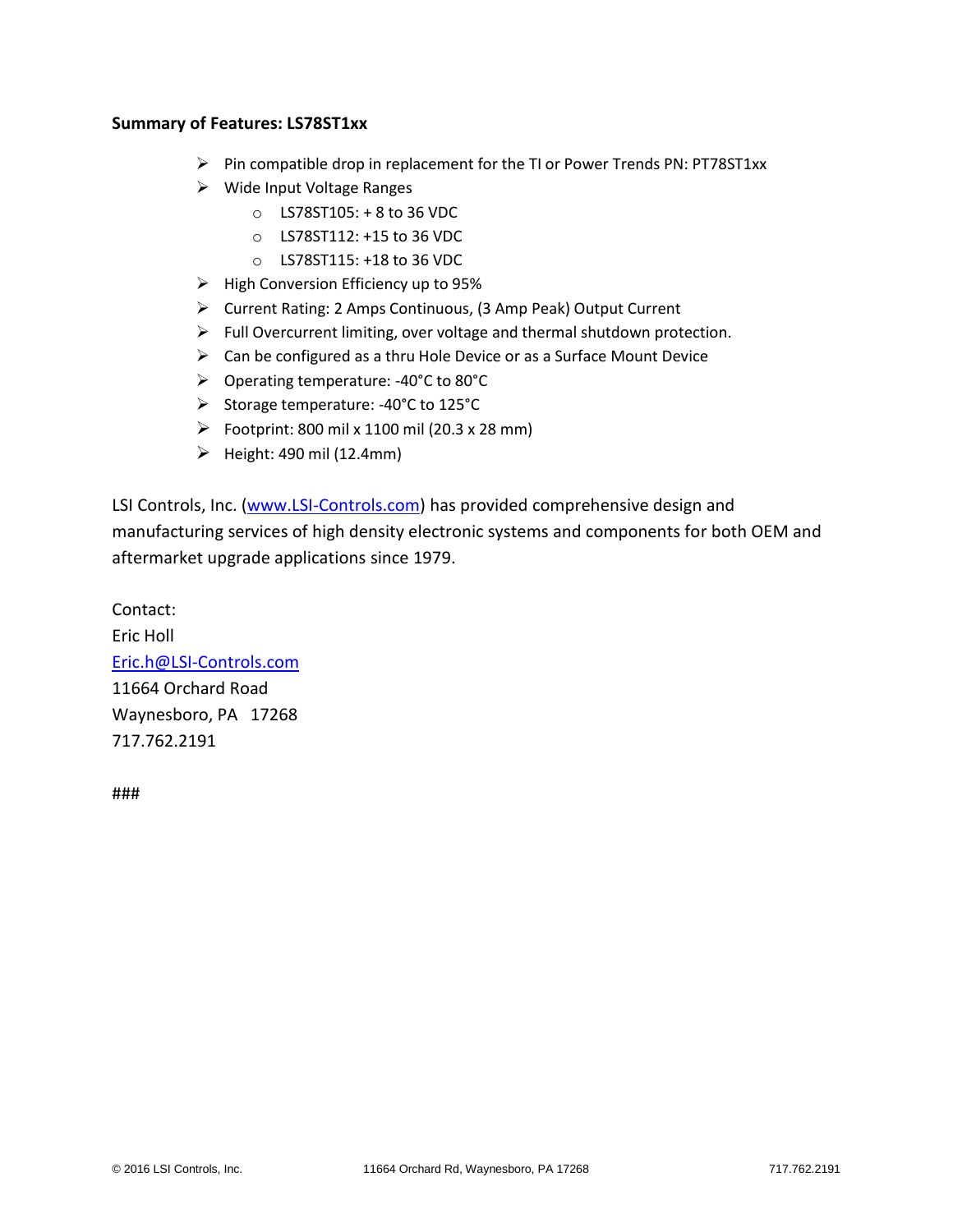**Summary of Features: LS78ST1xx**

- Pin compatible drop in replacement for the TI or Power Trends PN: PT78ST1xx
- Wide Input Voltage Ranges
  - LS78ST105: + 8 to 36 VDC
  - LS78ST112: +15 to 36 VDC
  - LS78ST115: +18 to 36 VDC
- High Conversion Efficiency up to 95%
- Current Rating: 2 Amps Continuous, (3 Amp Peak) Output Current
- Full Overcurrent limiting, over voltage and thermal shutdown protection.
- Can be configured as a thru Hole Device or as a Surface Mount Device
- Operating temperature: -40°C to 80°C
- Storage temperature: -40°C to 125°C
- Footprint: 800 mil x 1100 mil (20.3 x 28 mm)
- Height: 490 mil (12.4mm)

LSI Controls, Inc. (www.LSI-Controls.com) has provided comprehensive design and manufacturing services of high density electronic systems and components for both OEM and aftermarket upgrade applications since 1979.

Contact:
Eric Holl
Eric.h@LSI-Controls.com
11664 Orchard Road
Waynesboro, PA 17268
717.762.2191

###